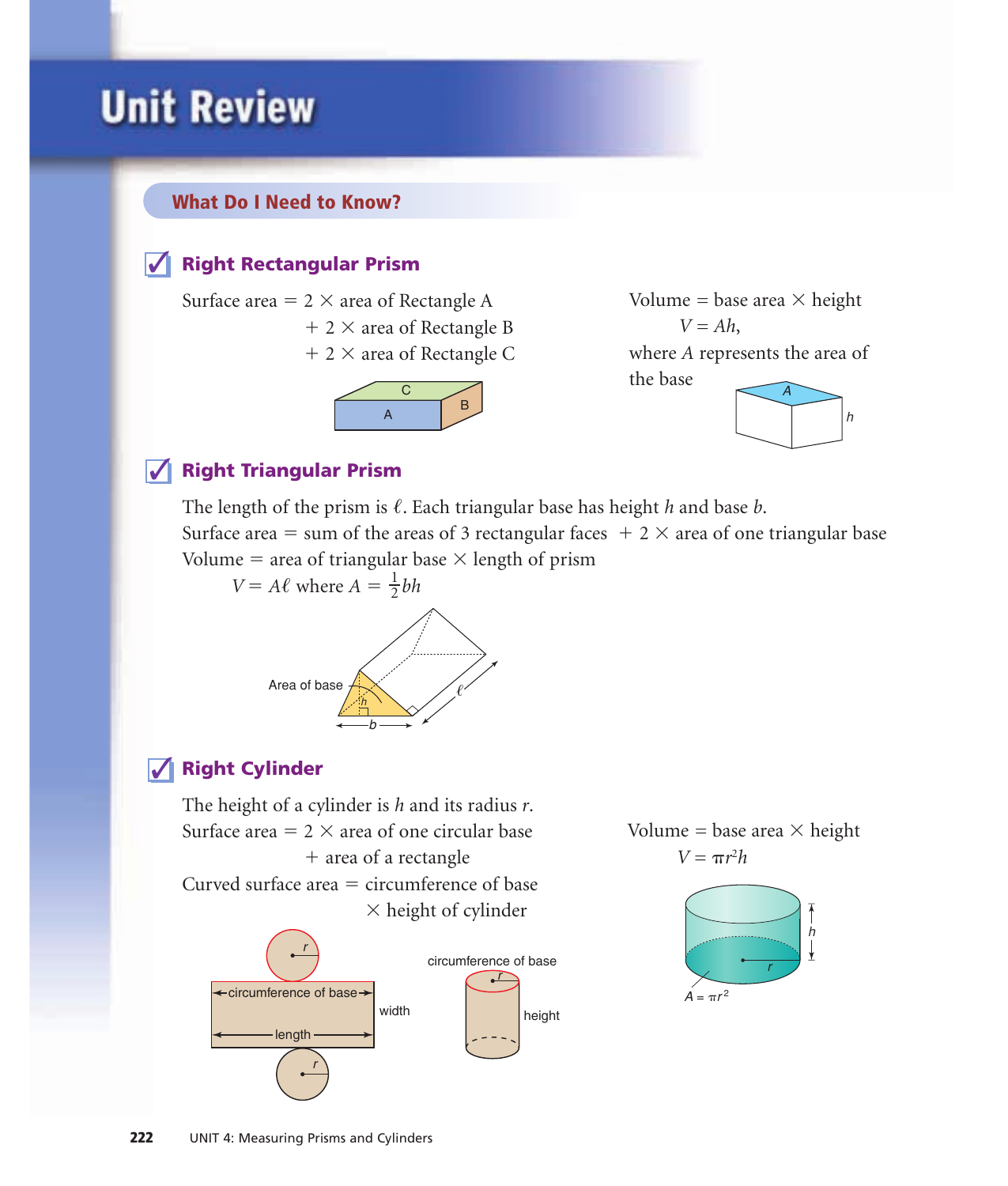# Unit Review

## What Do I Need to Know?

### ✓ Right Rectangular Prism

Surface area = 2 × area of Rectangle A
+ 2 × area of Rectangle B
+ 2 × area of Rectangle C

Volume = base area × height

$V = Ah$,

where $A$ represents the area of the base

### ✓ Right Triangular Prism

The length of the prism is $\ell$. Each triangular base has height $h$ and base $b$.

Surface area = sum of the areas of 3 rectangular faces + 2 × area of one triangular base

Volume = area of triangular base × length of prism

$V = A\ell$ where $A = \frac{1}{2}bh$

### ✓ Right Cylinder

The height of a cylinder is $h$ and its radius $r$.

Surface area = 2 × area of one circular base
+ area of a rectangle

Curved surface area = circumference of base
× height of cylinder

Volume = base area × height

$V = \pi r^2 h$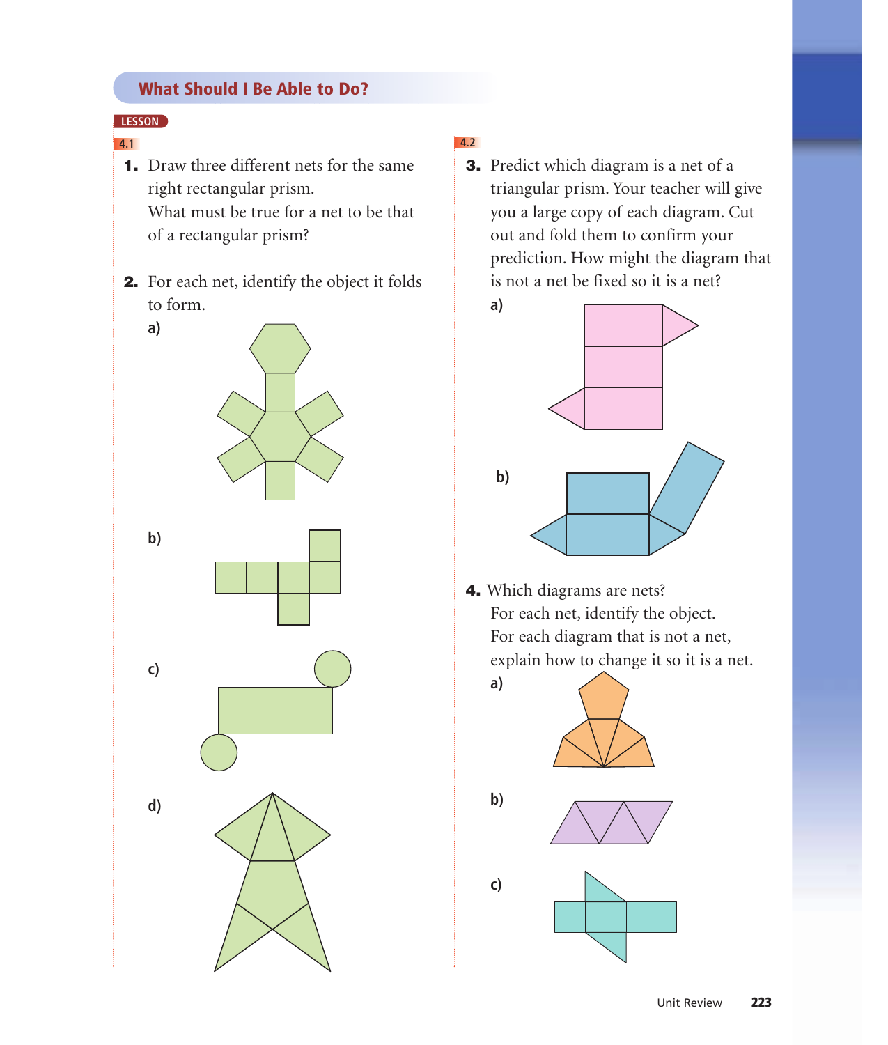## What Should I Be Able to Do?

LESSON

4.1

1. Draw three different nets for the same right rectangular prism.
   What must be true for a net to be that of a rectangular prism?

2. For each net, identify the object it folds to form.

   a)

   b)

   c)

   d)

4.2

3. Predict which diagram is a net of a triangular prism. Your teacher will give you a large copy of each diagram. Cut out and fold them to confirm your prediction. How might the diagram that is not a net be fixed so it is a net?

   a)

   b)

4. Which diagrams are nets?
   For each net, identify the object.
   For each diagram that is not a net, explain how to change it so it is a net.

   a)

   b)

   c)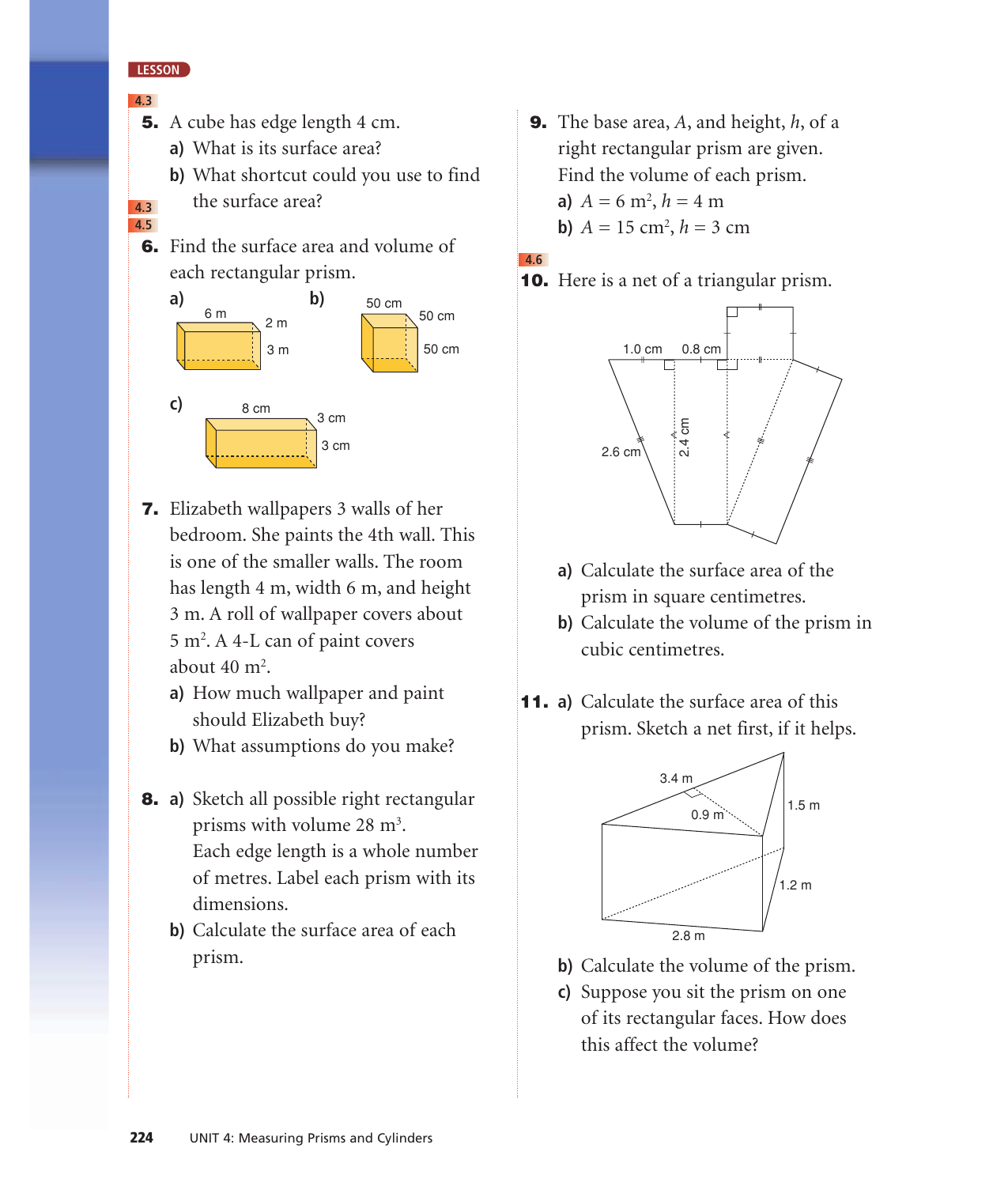LESSON

4.3

**5.** A cube has edge length 4 cm.

**a)** What is its surface area?

**b)** What shortcut could you use to find the surface area?

4.3
4.5

**6.** Find the surface area and volume of each rectangular prism.

**a)** 6 m, 2 m, 3 m

**b)** 50 cm, 50 cm, 50 cm

**c)** 8 cm, 3 cm, 3 cm

**7.** Elizabeth wallpapers 3 walls of her bedroom. She paints the 4th wall. This is one of the smaller walls. The room has length 4 m, width 6 m, and height 3 m. A roll of wallpaper covers about 5 $m^2$. A 4-L can of paint covers about 40 $m^2$.

**a)** How much wallpaper and paint should Elizabeth buy?

**b)** What assumptions do you make?

**8. a)** Sketch all possible right rectangular prisms with volume 28 $m^3$. Each edge length is a whole number of metres. Label each prism with its dimensions.

**b)** Calculate the surface area of each prism.

**9.** The base area, $A$, and height, $h$, of a right rectangular prism are given. Find the volume of each prism.

**a)** $A = 6 \text{ m}^2$, $h = 4$ m

**b)** $A = 15 \text{ cm}^2$, $h = 3$ cm

4.6

**10.** Here is a net of a triangular prism.

1.0 cm, 0.8 cm, 2.6 cm, 2.4 cm

**a)** Calculate the surface area of the prism in square centimetres.

**b)** Calculate the volume of the prism in cubic centimetres.

**11. a)** Calculate the surface area of this prism. Sketch a net first, if it helps.

3.4 m, 0.9 m, 1.5 m, 1.2 m, 2.8 m

**b)** Calculate the volume of the prism.

**c)** Suppose you sit the prism on one of its rectangular faces. How does this affect the volume?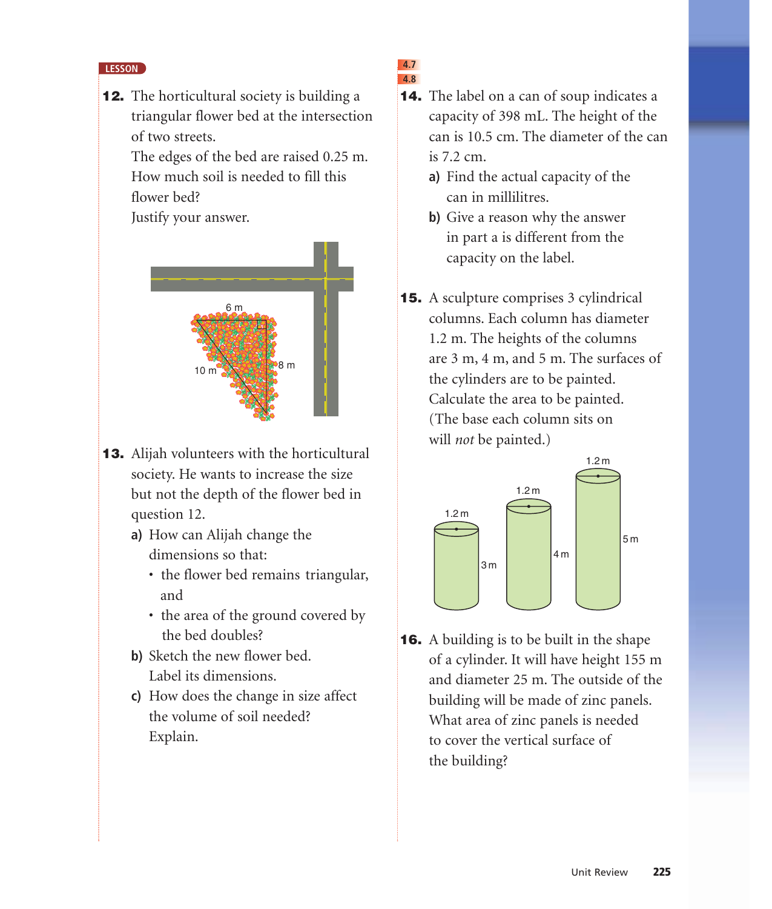LESSON

**12.** The horticultural society is building a triangular flower bed at the intersection of two streets.
The edges of the bed are raised 0.25 m.
How much soil is needed to fill this flower bed?
Justify your answer.

6 m
10 m
8 m

**13.** Alijah volunteers with the horticultural society. He wants to increase the size but not the depth of the flower bed in question 12.

**a)** How can Alijah change the dimensions so that:
- the flower bed remains triangular, and
- the area of the ground covered by the bed doubles?

**b)** Sketch the new flower bed. Label its dimensions.

**c)** How does the change in size affect the volume of soil needed? Explain.

4.7
4.8

**14.** The label on a can of soup indicates a capacity of 398 mL. The height of the can is 10.5 cm. The diameter of the can is 7.2 cm.

**a)** Find the actual capacity of the can in millilitres.

**b)** Give a reason why the answer in part a is different from the capacity on the label.

**15.** A sculpture comprises 3 cylindrical columns. Each column has diameter 1.2 m. The heights of the columns are 3 m, 4 m, and 5 m. The surfaces of the cylinders are to be painted. Calculate the area to be painted. (The base each column sits on will *not* be painted.)

1.2 m, 3 m; 1.2 m, 4 m; 1.2 m, 5 m

**16.** A building is to be built in the shape of a cylinder. It will have height 155 m and diameter 25 m. The outside of the building will be made of zinc panels. What area of zinc panels is needed to cover the vertical surface of the building?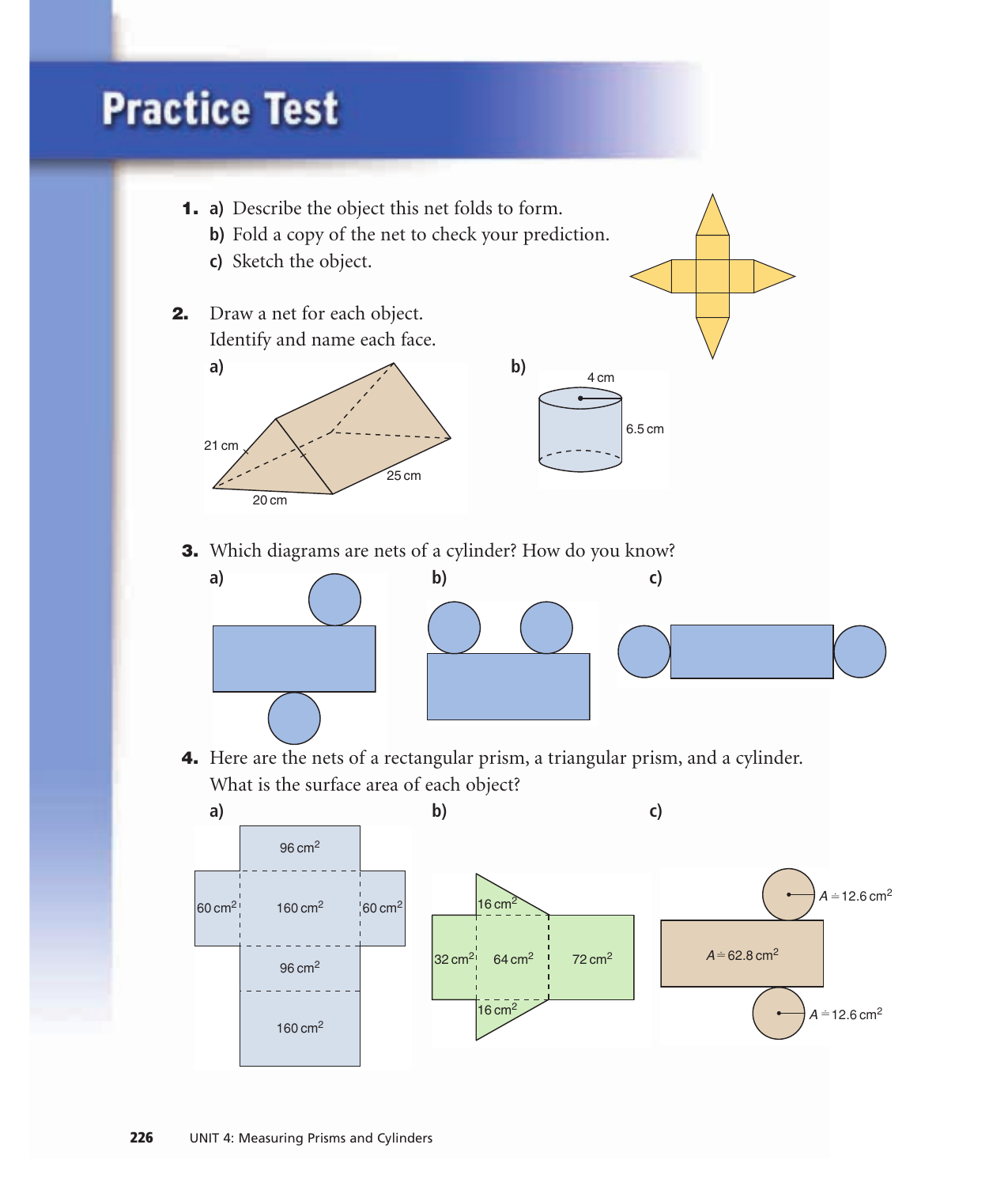# Practice Test

1. a) Describe the object this net folds to form.
   b) Fold a copy of the net to check your prediction.
   c) Sketch the object.

2. Draw a net for each object.
   Identify and name each face.

   a) 21 cm, 20 cm, 25 cm

   b) 4 cm, 6.5 cm

3. Which diagrams are nets of a cylinder? How do you know?

   a)

   b)

   c)

4. Here are the nets of a rectangular prism, a triangular prism, and a cylinder.
   What is the surface area of each object?

   a) 96 cm$^2$, 60 cm$^2$, 160 cm$^2$, 60 cm$^2$, 96 cm$^2$, 160 cm$^2$

   b) 16 cm$^2$, 32 cm$^2$, 64 cm$^2$, 72 cm$^2$, 16 cm$^2$

   c) $A \doteq 12.6$ cm$^2$, $A \doteq 62.8$ cm$^2$, $A \doteq 12.6$ cm$^2$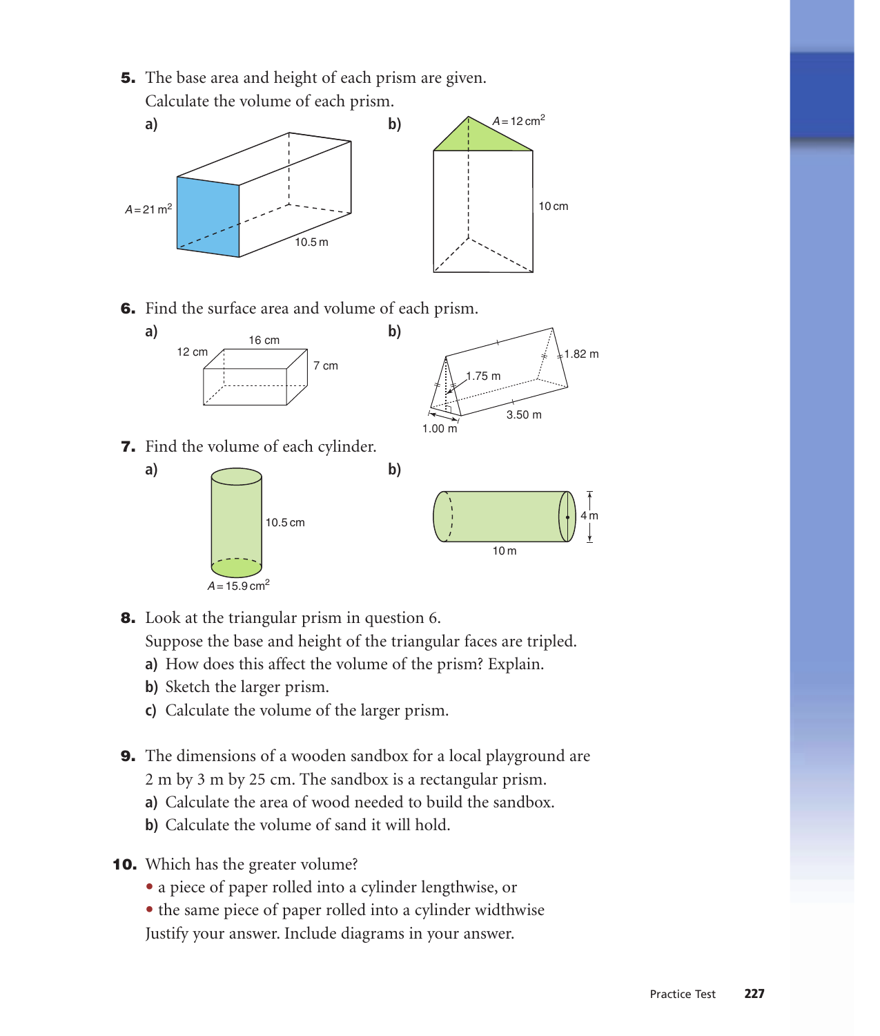**5.** The base area and height of each prism are given.
Calculate the volume of each prism.

**a)**

$A = 21\text{ m}^2$

10.5 m

**b)**

$A = 12\text{ cm}^2$

10 cm

**6.** Find the surface area and volume of each prism.

**a)**

12 cm

16 cm

7 cm

**b)**

1.82 m

1.75 m

1.00 m

3.50 m

**7.** Find the volume of each cylinder.

**a)**

10.5 cm

$A = 15.9\text{ cm}^2$

**b)**

4 m

10 m

**8.** Look at the triangular prism in question 6.
Suppose the base and height of the triangular faces are tripled.

**a)** How does this affect the volume of the prism? Explain.

**b)** Sketch the larger prism.

**c)** Calculate the volume of the larger prism.

**9.** The dimensions of a wooden sandbox for a local playground are 2 m by 3 m by 25 cm. The sandbox is a rectangular prism.

**a)** Calculate the area of wood needed to build the sandbox.

**b)** Calculate the volume of sand it will hold.

**10.** Which has the greater volume?

- a piece of paper rolled into a cylinder lengthwise, or
- the same piece of paper rolled into a cylinder widthwise

Justify your answer. Include diagrams in your answer.